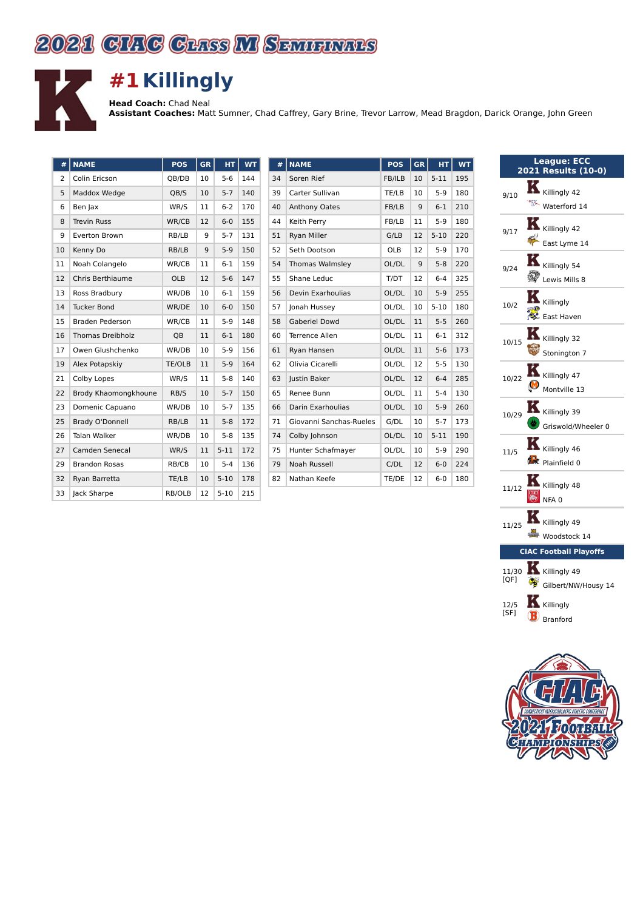# 2021 CIAC Class M Semifinals

## #1 Killingly

**Head Coach:** Chad Neal
**Assistant Coaches:** Matt Sumner, Chad Caffrey, Gary Brine, Trevor Larrow, Mead Bragdon, Darick Orange, John Green

| # | NAME | POS | GR | HT | WT |
|---|---|---|---|---|---|
| 2 | Colin Ericson | QB/DB | 10 | 5-6 | 144 |
| 5 | Maddox Wedge | QB/S | 10 | 5-7 | 140 |
| 6 | Ben Jax | WR/S | 11 | 6-2 | 170 |
| 8 | Trevin Russ | WR/CB | 12 | 6-0 | 155 |
| 9 | Everton Brown | RB/LB | 9 | 5-7 | 131 |
| 10 | Kenny Do | RB/LB | 9 | 5-9 | 150 |
| 11 | Noah Colangelo | WR/CB | 11 | 6-1 | 159 |
| 12 | Chris Berthiaume | OLB | 12 | 5-6 | 147 |
| 13 | Ross Bradbury | WR/DB | 10 | 6-1 | 159 |
| 14 | Tucker Bond | WR/DE | 10 | 6-0 | 150 |
| 15 | Braden Pederson | WR/CB | 11 | 5-9 | 148 |
| 16 | Thomas Dreibholz | QB | 11 | 6-1 | 180 |
| 17 | Owen Glushchenko | WR/DB | 10 | 5-9 | 156 |
| 19 | Alex Potapskiy | TE/OLB | 11 | 5-9 | 164 |
| 21 | Colby Lopes | WR/S | 11 | 5-8 | 140 |
| 22 | Brody Khaomongkhoune | RB/S | 10 | 5-7 | 150 |
| 23 | Domenic Capuano | WR/DB | 10 | 5-7 | 135 |
| 25 | Brady O'Donnell | RB/LB | 11 | 5-8 | 172 |
| 26 | Talan Walker | WR/DB | 10 | 5-8 | 135 |
| 27 | Camden Senecal | WR/S | 11 | 5-11 | 172 |
| 29 | Brandon Rosas | RB/CB | 10 | 5-4 | 136 |
| 32 | Ryan Barretta | TE/LB | 10 | 5-10 | 178 |
| 33 | Jack Sharpe | RB/OLB | 12 | 5-10 | 215 |
| 34 | Soren Rief | FB/ILB | 10 | 5-11 | 195 |
| 39 | Carter Sullivan | TE/LB | 10 | 5-9 | 180 |
| 40 | Anthony Oates | FB/LB | 9 | 6-1 | 210 |
| 44 | Keith Perry | FB/LB | 11 | 5-9 | 180 |
| 51 | Ryan Miller | G/LB | 12 | 5-10 | 220 |
| 52 | Seth Dootson | OLB | 12 | 5-9 | 170 |
| 54 | Thomas Walmsley | OL/DL | 9 | 5-8 | 220 |
| 55 | Shane Leduc | T/DT | 12 | 6-4 | 325 |
| 56 | Devin Exarhoulias | OL/DL | 10 | 5-9 | 255 |
| 57 | Jonah Hussey | OL/DL | 10 | 5-10 | 180 |
| 58 | Gaberiel Dowd | OL/DL | 11 | 5-5 | 260 |
| 60 | Terrence Allen | OL/DL | 11 | 6-1 | 312 |
| 61 | Ryan Hansen | OL/DL | 11 | 5-6 | 173 |
| 62 | Olivia Cicarelli | OL/DL | 12 | 5-5 | 130 |
| 63 | Justin Baker | OL/DL | 12 | 6-4 | 285 |
| 65 | Renee Bunn | OL/DL | 11 | 5-4 | 130 |
| 66 | Darin Exarhoulias | OL/DL | 10 | 5-9 | 260 |
| 71 | Giovanni Sanchas-Rueles | G/DL | 10 | 5-7 | 173 |
| 74 | Colby Johnson | OL/DL | 10 | 5-11 | 190 |
| 75 | Hunter Schafmayer | OL/DL | 10 | 5-9 | 290 |
| 79 | Noah Russell | C/DL | 12 | 6-0 | 224 |
| 82 | Nathan Keefe | TE/DE | 12 | 6-0 | 180 |

### League: ECC 2021 Results (10-0)

| Date | Team | Score |
|---|---|---|
| 9/10 | Killingly | 42 |
| | Waterford | 14 |
| 9/17 | Killingly | 42 |
| | East Lyme | 14 |
| 9/24 | Killingly | 54 |
| | Lewis Mills | 8 |
| 10/2 | Killingly | |
| | East Haven | |
| 10/15 | Killingly | 32 |
| | Stonington | 7 |
| 10/22 | Killingly | 47 |
| | Montville | 13 |
| 10/29 | Killingly | 39 |
| | Griswold/Wheeler | 0 |
| 11/5 | Killingly | 46 |
| | Plainfield | 0 |
| 11/12 | Killingly | 48 |
| | NFA | 0 |
| 11/25 | Killingly | 49 |
| | Woodstock | 14 |

### CIAC Football Playoffs

| Date | Team | Score |
|---|---|---|
| 11/30 [QF] | Killingly | 49 |
| | Gilbert/NW/Housy | 14 |
| 12/5 [SF] | Killingly | |
| | Branford | |

CIAC Connecticut Interscholastic Athletic Conference 2021 Football Championships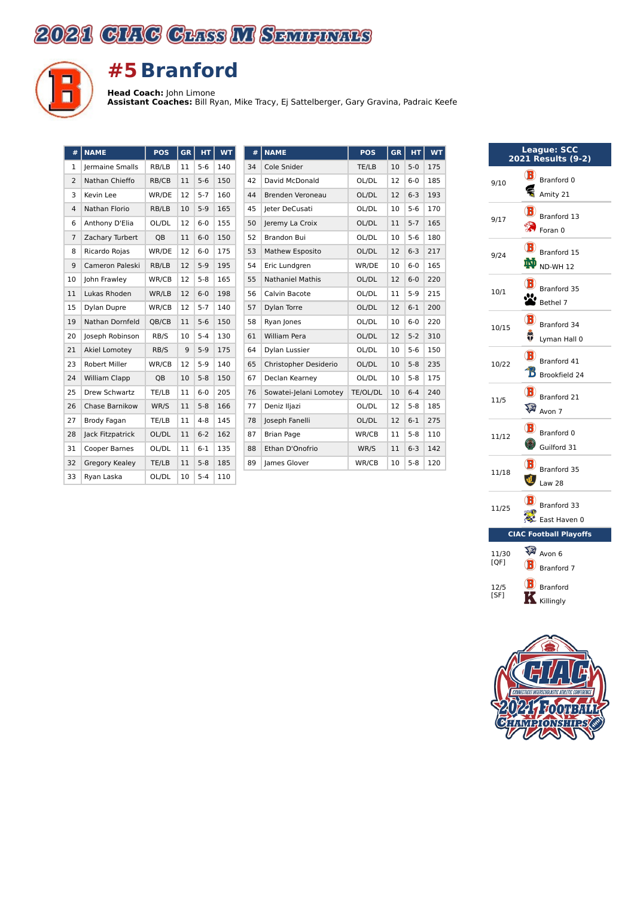# 2021 CIAC Class M Semifinals

## #5 Branford

**Head Coach:** John Limone
**Assistant Coaches:** Bill Ryan, Mike Tracy, Ej Sattelberger, Gary Gravina, Padraic Keefe

| # | NAME | POS | GR | HT | WT |
|---|---|---|---|---|---|
| 1 | Jermaine Smalls | RB/LB | 11 | 5-6 | 140 |
| 2 | Nathan Chieffo | RB/CB | 11 | 5-6 | 150 |
| 3 | Kevin Lee | WR/DE | 12 | 5-7 | 160 |
| 4 | Nathan Florio | RB/LB | 10 | 5-9 | 165 |
| 6 | Anthony D'Elia | OL/DL | 12 | 6-0 | 155 |
| 7 | Zachary Turbert | QB | 11 | 6-0 | 150 |
| 8 | Ricardo Rojas | WR/DE | 12 | 6-0 | 175 |
| 9 | Cameron Paleski | RB/LB | 12 | 5-9 | 195 |
| 10 | John Frawley | WR/CB | 12 | 5-8 | 165 |
| 11 | Lukas Rhoden | WR/LB | 12 | 6-0 | 198 |
| 15 | Dylan Dupre | WR/CB | 12 | 5-7 | 140 |
| 19 | Nathan Dornfeld | QB/CB | 11 | 5-6 | 150 |
| 20 | Joseph Robinson | RB/S | 10 | 5-4 | 130 |
| 21 | Akiel Lomotey | RB/S | 9 | 5-9 | 175 |
| 23 | Robert Miller | WR/CB | 12 | 5-9 | 140 |
| 24 | William Clapp | QB | 10 | 5-8 | 150 |
| 25 | Drew Schwartz | TE/LB | 11 | 6-0 | 205 |
| 26 | Chase Barnikow | WR/S | 11 | 5-8 | 166 |
| 27 | Brody Fagan | TE/LB | 11 | 4-8 | 145 |
| 28 | Jack Fitzpatrick | OL/DL | 11 | 6-2 | 162 |
| 31 | Cooper Barnes | OL/DL | 11 | 6-1 | 135 |
| 32 | Gregory Kealey | TE/LB | 11 | 5-8 | 185 |
| 33 | Ryan Laska | OL/DL | 10 | 5-4 | 110 |
| 34 | Cole Snider | TE/LB | 10 | 5-0 | 175 |
| 42 | David McDonald | OL/DL | 12 | 6-0 | 185 |
| 44 | Brenden Veroneau | OL/DL | 12 | 6-3 | 193 |
| 45 | Jeter DeCusati | OL/DL | 10 | 5-6 | 170 |
| 50 | Jeremy La Croix | OL/DL | 11 | 5-7 | 165 |
| 52 | Brandon Bui | OL/DL | 10 | 5-6 | 180 |
| 53 | Mathew Esposito | OL/DL | 12 | 6-3 | 217 |
| 54 | Eric Lundgren | WR/DE | 10 | 6-0 | 165 |
| 55 | Nathaniel Mathis | OL/DL | 12 | 6-0 | 220 |
| 56 | Calvin Bacote | OL/DL | 11 | 5-9 | 215 |
| 57 | Dylan Torre | OL/DL | 12 | 6-1 | 200 |
| 58 | Ryan Jones | OL/DL | 10 | 6-0 | 220 |
| 61 | William Pera | OL/DL | 12 | 5-2 | 310 |
| 64 | Dylan Lussier | OL/DL | 10 | 5-6 | 150 |
| 65 | Christopher Desiderio | OL/DL | 10 | 5-8 | 235 |
| 67 | Declan Kearney | OL/DL | 10 | 5-8 | 175 |
| 76 | Sowatei-Jelani Lomotey | TE/OL/DL | 10 | 6-4 | 240 |
| 77 | Deniz Iljazi | OL/DL | 12 | 5-8 | 185 |
| 78 | Joseph Fanelli | OL/DL | 12 | 6-1 | 275 |
| 87 | Brian Page | WR/CB | 11 | 5-8 | 110 |
| 88 | Ethan D'Onofrio | WR/S | 11 | 6-3 | 142 |
| 89 | James Glover | WR/CB | 10 | 5-8 | 120 |

**League: SCC**
**2021 Results (9-2)**

| Date | Result |
|---|---|
| 9/10 | Branford 0, Amity 21 |
| 9/17 | Branford 13, Foran 0 |
| 9/24 | Branford 15, ND-WH 12 |
| 10/1 | Branford 35, Bethel 7 |
| 10/15 | Branford 34, Lyman Hall 0 |
| 10/22 | Branford 41, Brookfield 24 |
| 11/5 | Branford 21, Avon 7 |
| 11/12 | Branford 0, Guilford 31 |
| 11/18 | Branford 35, Law 28 |
| 11/25 | Branford 33, East Haven 0 |

**CIAC Football Playoffs**

| Date | Result |
|---|---|
| 11/30 [QF] | Avon 6, Branford 7 |
| 12/5 [SF] | Branford, Killingly |

CIAC Connecticut Interscholastic Athletic Conference 2021 Football Championships